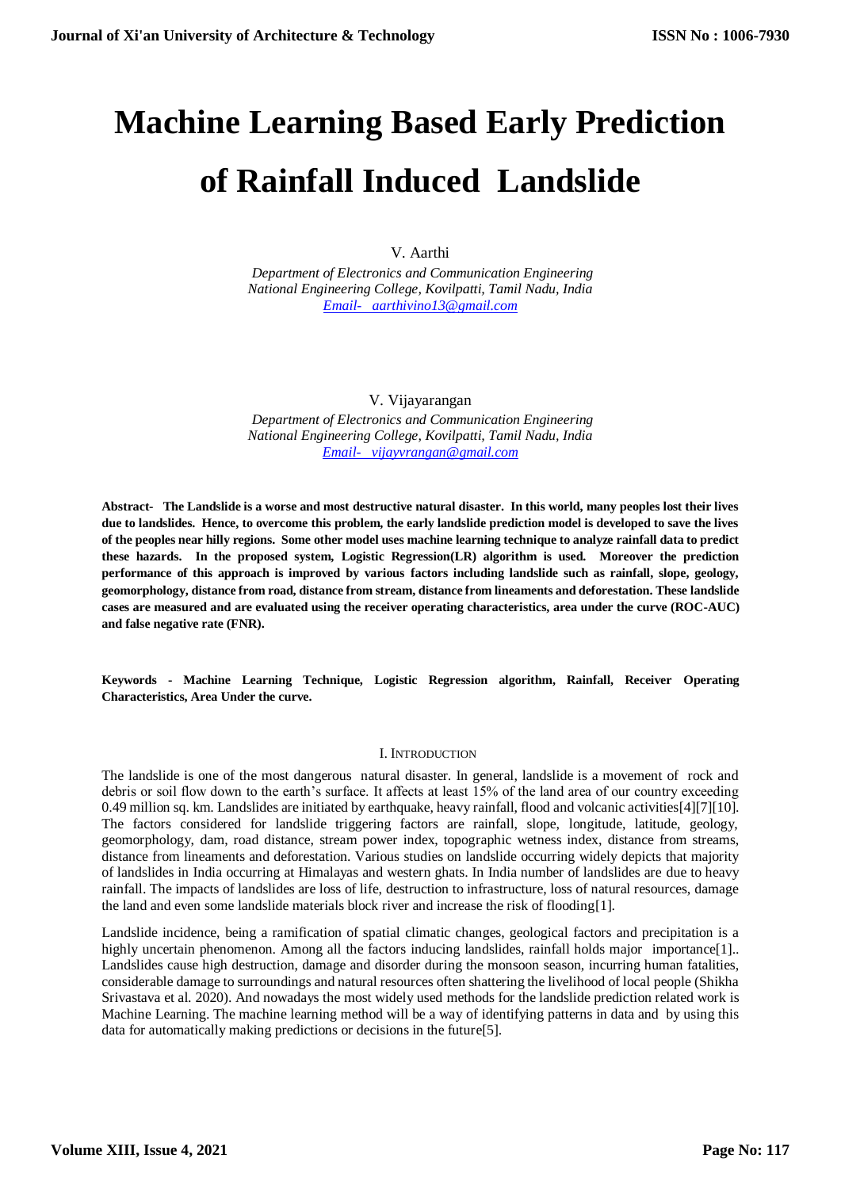# Machine Learning Based Early Prediction of Rainfall Induced Landslide

V. Aarthi

*Department of Electronics and Communication Engineering*
*National Engineering College, Kovilpatti, Tamil Nadu, India*
*Email- aarthivino13@gmail.com*

V. Vijayarangan

*Department of Electronics and Communication Engineering*
*National Engineering College, Kovilpatti, Tamil Nadu, India*
*Email- vijayvrangan@gmail.com*

**Abstract- The Landslide is a worse and most destructive natural disaster. In this world, many peoples lost their lives due to landslides. Hence, to overcome this problem, the early landslide prediction model is developed to save the lives of the peoples near hilly regions. Some other model uses machine learning technique to analyze rainfall data to predict these hazards. In the proposed system, Logistic Regression(LR) algorithm is used. Moreover the prediction performance of this approach is improved by various factors including landslide such as rainfall, slope, geology, geomorphology, distance from road, distance from stream, distance from lineaments and deforestation. These landslide cases are measured and are evaluated using the receiver operating characteristics, area under the curve (ROC-AUC) and false negative rate (FNR).**

**Keywords - Machine Learning Technique, Logistic Regression algorithm, Rainfall, Receiver Operating Characteristics, Area Under the curve.**

## I. INTRODUCTION

The landslide is one of the most dangerous natural disaster. In general, landslide is a movement of rock and debris or soil flow down to the earth's surface. It affects at least 15% of the land area of our country exceeding 0.49 million sq. km. Landslides are initiated by earthquake, heavy rainfall, flood and volcanic activities[4][7][10]. The factors considered for landslide triggering factors are rainfall, slope, longitude, latitude, geology, geomorphology, dam, road distance, stream power index, topographic wetness index, distance from streams, distance from lineaments and deforestation. Various studies on landslide occurring widely depicts that majority of landslides in India occurring at Himalayas and western ghats. In India number of landslides are due to heavy rainfall. The impacts of landslides are loss of life, destruction to infrastructure, loss of natural resources, damage the land and even some landslide materials block river and increase the risk of flooding[1].

Landslide incidence, being a ramification of spatial climatic changes, geological factors and precipitation is a highly uncertain phenomenon. Among all the factors inducing landslides, rainfall holds major importance[1].. Landslides cause high destruction, damage and disorder during the monsoon season, incurring human fatalities, considerable damage to surroundings and natural resources often shattering the livelihood of local people (Shikha Srivastava et al. 2020). And nowadays the most widely used methods for the landslide prediction related work is Machine Learning. The machine learning method will be a way of identifying patterns in data and by using this data for automatically making predictions or decisions in the future[5].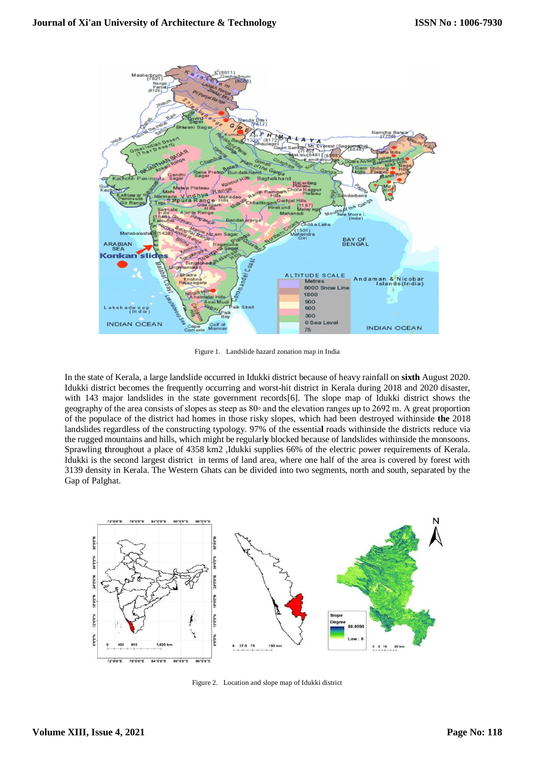Figure 1. Landslide hazard zonation map in India

In the state of Kerala, a large landslide occurred in Idukki district because of heavy rainfall on **sixth** August 2020. Idukki district becomes the frequently occurring and worst-hit district in Kerala during 2018 and 2020 disaster, with 143 major landslides in the state government records[6]. The slope map of Idukki district shows the geography of the area consists of slopes as steep as 80◦ and the elevation ranges up to 2692 m. A great proportion of the populace of the district had homes in those risky slopes, which had been destroyed withinside **the** 2018 landslides regardless of the constructing typology. 97% of the essentia**l** roads withinside the districts reduce via the rugged mountains and hills, which might be regularl**y** blocked because of landslides withinside the monsoons. Sprawling **t**hroughout a place of 4358 km2 ,Idukki supplies 66% of the electric power requirements of Kerala. Idukki is the second largest district in terms of land area, where one half of the area is covered by forest with 3139 density in Kerala. The Western Ghats can be divided into two segments, north and south, separated by the Gap of Palghat.

Figure 2. Location and slope map of Idukki district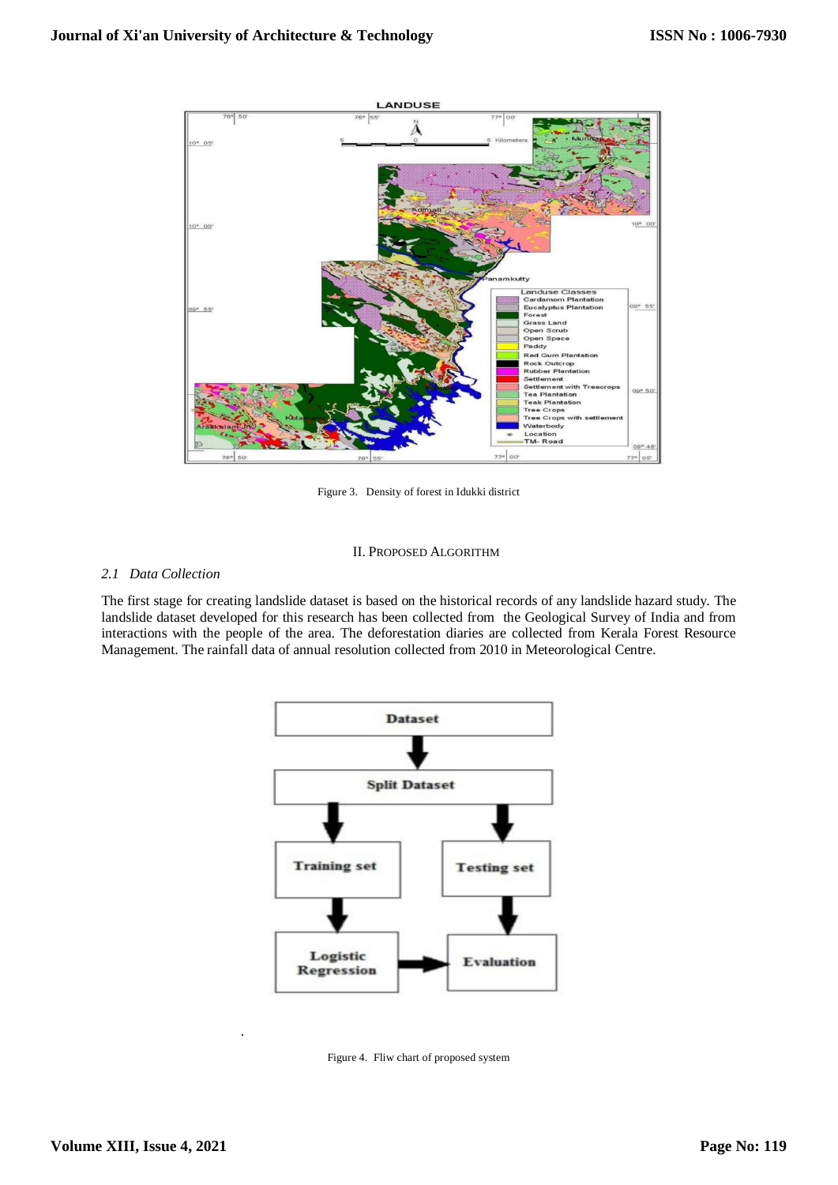Figure 3. Density of forest in Idukki district

## II. Proposed Algorithm

### *2.1 Data Collection*

The first stage for creating landslide dataset is based on the historical records of any landslide hazard study. The landslide dataset developed for this research has been collected from the Geological Survey of India and from interactions with the people of the area. The deforestation diaries are collected from Kerala Forest Resource Management. The rainfall data of annual resolution collected from 2010 in Meteorological Centre.

Figure 4. Fliw chart of proposed system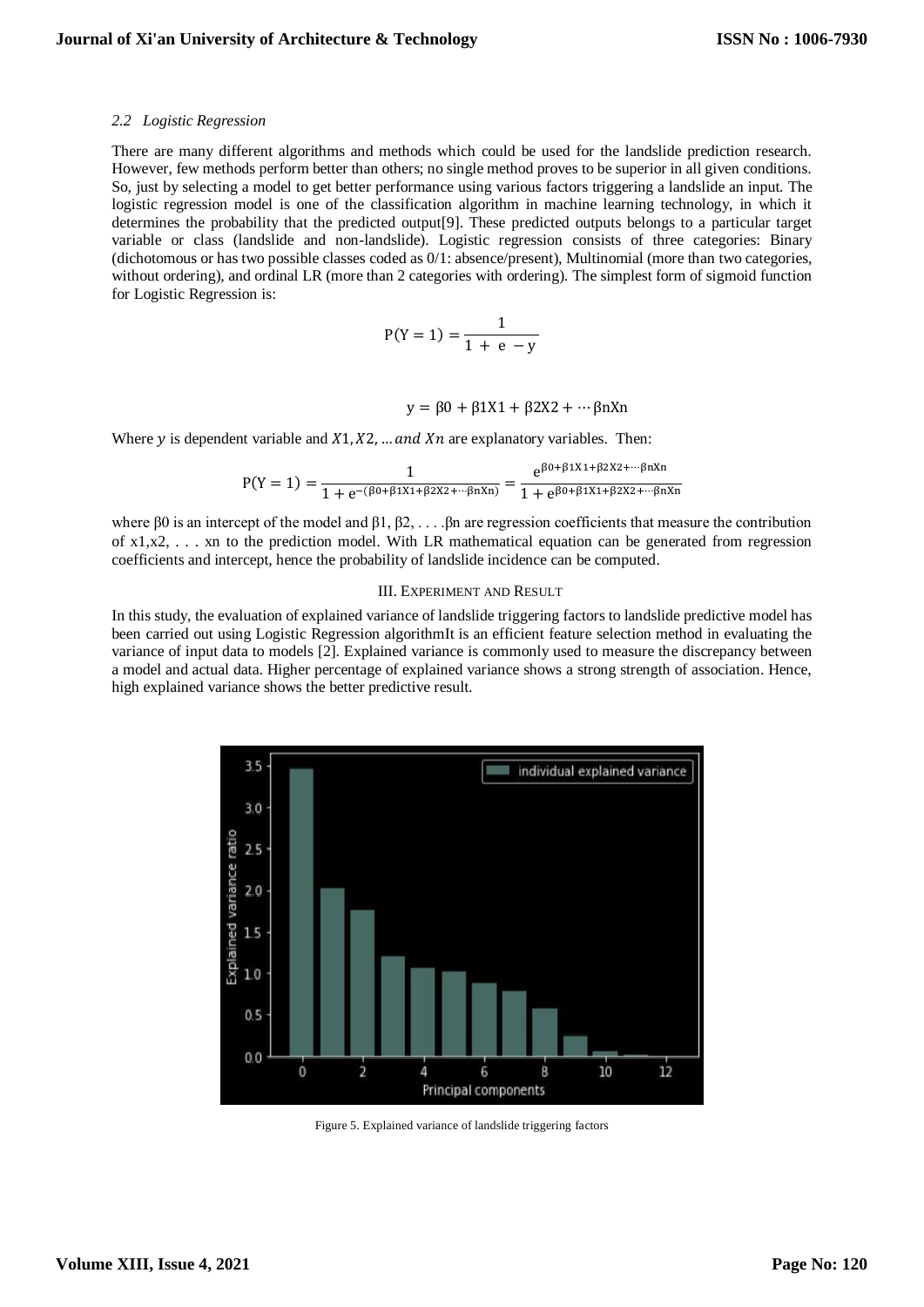### *2.2 Logistic Regression*

There are many different algorithms and methods which could be used for the landslide prediction research. However, few methods perform better than others; no single method proves to be superior in all given conditions. So, just by selecting a model to get better performance using various factors triggering a landslide an input. The logistic regression model is one of the classification algorithm in machine learning technology, in which it determines the probability that the predicted output[9]. These predicted outputs belongs to a particular target variable or class (landslide and non-landslide). Logistic regression consists of three categories: Binary (dichotomous or has two possible classes coded as 0/1: absence/present), Multinomial (more than two categories, without ordering), and ordinal LR (more than 2 categories with ordering). The simplest form of sigmoid function for Logistic Regression is:

$$P(Y = 1) = \frac{1}{1 + e - y}$$

$$y = \beta 0 + \beta 1X1 + \beta 2X2 + \cdots \beta nXn$$

Where $y$ is dependent variable and $X1, X2, \ldots and\ Xn$ are explanatory variables. Then:

$$P(Y = 1) = \frac{1}{1 + e^{-(\beta 0 + \beta 1X1 + \beta 2X2 + \cdots \beta nXn)}} = \frac{e^{\beta 0 + \beta 1X1 + \beta 2X2 + \cdots \beta nXn}}{1 + e^{\beta 0 + \beta 1X1 + \beta 2X2 + \cdots \beta nXn}}$$

where β0 is an intercept of the model and β1, β2, . . . .βn are regression coefficients that measure the contribution of x1,x2, . . . xn to the prediction model. With LR mathematical equation can be generated from regression coefficients and intercept, hence the probability of landslide incidence can be computed.

## III. Experiment and Result

In this study, the evaluation of explained variance of landslide triggering factors to landslide predictive model has been carried out using Logistic Regression algorithmIt is an efficient feature selection method in evaluating the variance of input data to models [2]. Explained variance is commonly used to measure the discrepancy between a model and actual data. Higher percentage of explained variance shows a strong strength of association. Hence, high explained variance shows the better predictive result.

Figure 5. Explained variance of landslide triggering factors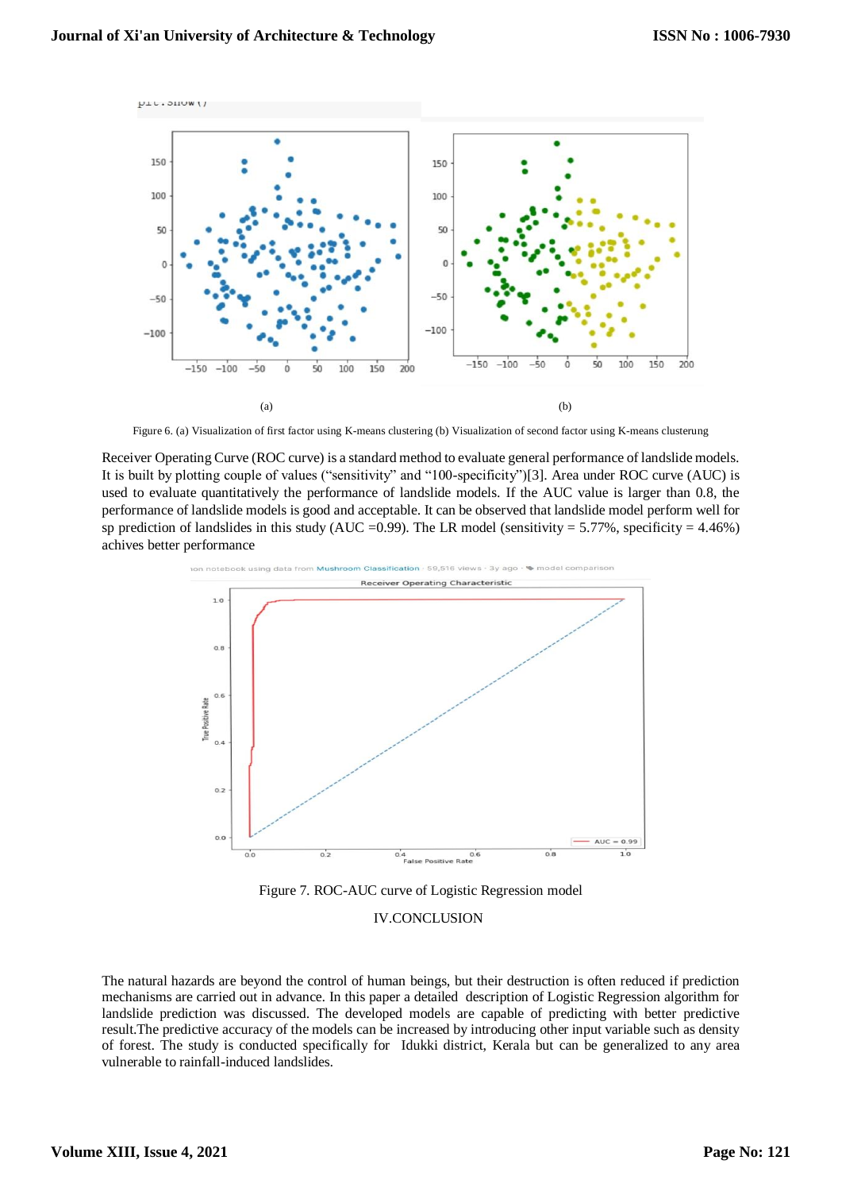Figure 6. (a) Visualization of first factor using K-means clustering (b) Visualization of second factor using K-means clusterung

Receiver Operating Curve (ROC curve) is a standard method to evaluate general performance of landslide models. It is built by plotting couple of values ("sensitivity" and "100-specificity")[3]. Area under ROC curve (AUC) is used to evaluate quantitatively the performance of landslide models. If the AUC value is larger than 0.8, the performance of landslide models is good and acceptable. It can be observed that landslide model perform well for sp prediction of landslides in this study (AUC =0.99). The LR model (sensitivity = 5.77%, specificity = 4.46%) achives better performance

Figure 7. ROC-AUC curve of Logistic Regression model

## IV.CONCLUSION

The natural hazards are beyond the control of human beings, but their destruction is often reduced if prediction mechanisms are carried out in advance. In this paper a detailed description of Logistic Regression algorithm for landslide prediction was discussed. The developed models are capable of predicting with better predictive result.The predictive accuracy of the models can be increased by introducing other input variable such as density of forest. The study is conducted specifically for Idukki district, Kerala but can be generalized to any area vulnerable to rainfall-induced landslides.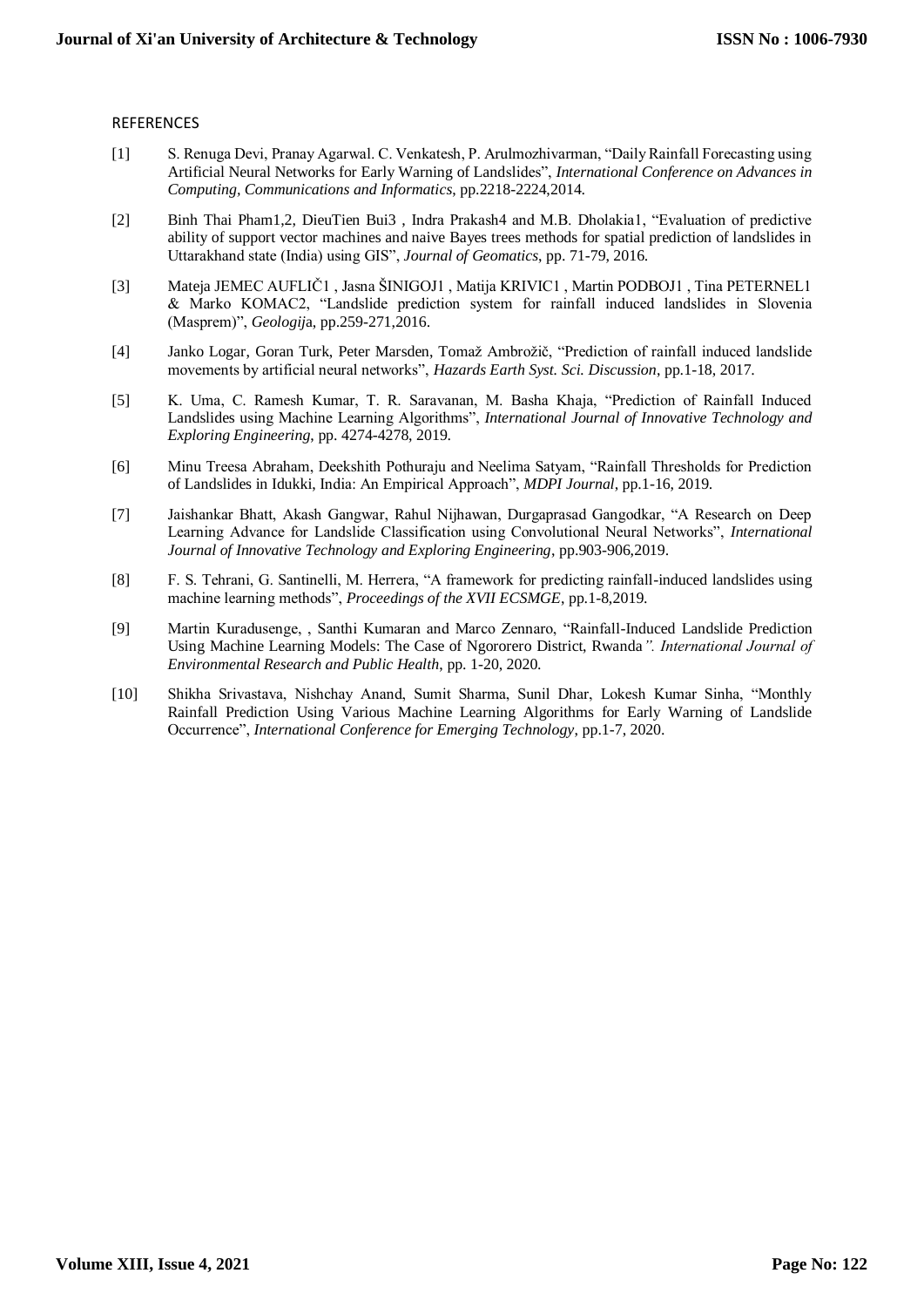## REFERENCES

[1] S. Renuga Devi, Pranay Agarwal. C. Venkatesh, P. Arulmozhivarman, "Daily Rainfall Forecasting using Artificial Neural Networks for Early Warning of Landslides", *International Conference on Advances in Computing, Communications and Informatics*, pp.2218-2224,2014.

[2] Binh Thai Pham1,2, DieuTien Bui3 , Indra Prakash4 and M.B. Dholakia1, "Evaluation of predictive ability of support vector machines and naive Bayes trees methods for spatial prediction of landslides in Uttarakhand state (India) using GIS", *Journal of Geomatics*, pp. 71-79, 2016.

[3] Mateja JEMEC AUFLIČ1 , Jasna ŠINIGOJ1 , Matija KRIVIC1 , Martin PODBOJ1 , Tina PETERNEL1 & Marko KOMAC2, "Landslide prediction system for rainfall induced landslides in Slovenia (Masprem)", *Geologija*, pp.259-271,2016.

[4] Janko Logar, Goran Turk, Peter Marsden, Tomaž Ambrožič, "Prediction of rainfall induced landslide movements by artificial neural networks", *Hazards Earth Syst. Sci. Discussion*, pp.1-18, 2017.

[5] K. Uma, C. Ramesh Kumar, T. R. Saravanan, M. Basha Khaja, "Prediction of Rainfall Induced Landslides using Machine Learning Algorithms", *International Journal of Innovative Technology and Exploring Engineering*, pp. 4274-4278, 2019.

[6] Minu Treesa Abraham, Deekshith Pothuraju and Neelima Satyam, "Rainfall Thresholds for Prediction of Landslides in Idukki, India: An Empirical Approach", *MDPI Journal*, pp.1-16, 2019.

[7] Jaishankar Bhatt, Akash Gangwar, Rahul Nijhawan, Durgaprasad Gangodkar, "A Research on Deep Learning Advance for Landslide Classification using Convolutional Neural Networks", *International Journal of Innovative Technology and Exploring Engineering*, pp.903-906,2019.

[8] F. S. Tehrani, G. Santinelli, M. Herrera, "A framework for predicting rainfall-induced landslides using machine learning methods", *Proceedings of the XVII ECSMGE*, pp.1-8,2019.

[9] Martin Kuradusenge, , Santhi Kumaran and Marco Zennaro, "Rainfall-Induced Landslide Prediction Using Machine Learning Models: The Case of Ngororero District, Rwanda*". International Journal of Environmental Research and Public Health*, pp. 1-20, 2020.

[10] Shikha Srivastava, Nishchay Anand, Sumit Sharma, Sunil Dhar, Lokesh Kumar Sinha, "Monthly Rainfall Prediction Using Various Machine Learning Algorithms for Early Warning of Landslide Occurrence", *International Conference for Emerging Technology*, pp.1-7, 2020.